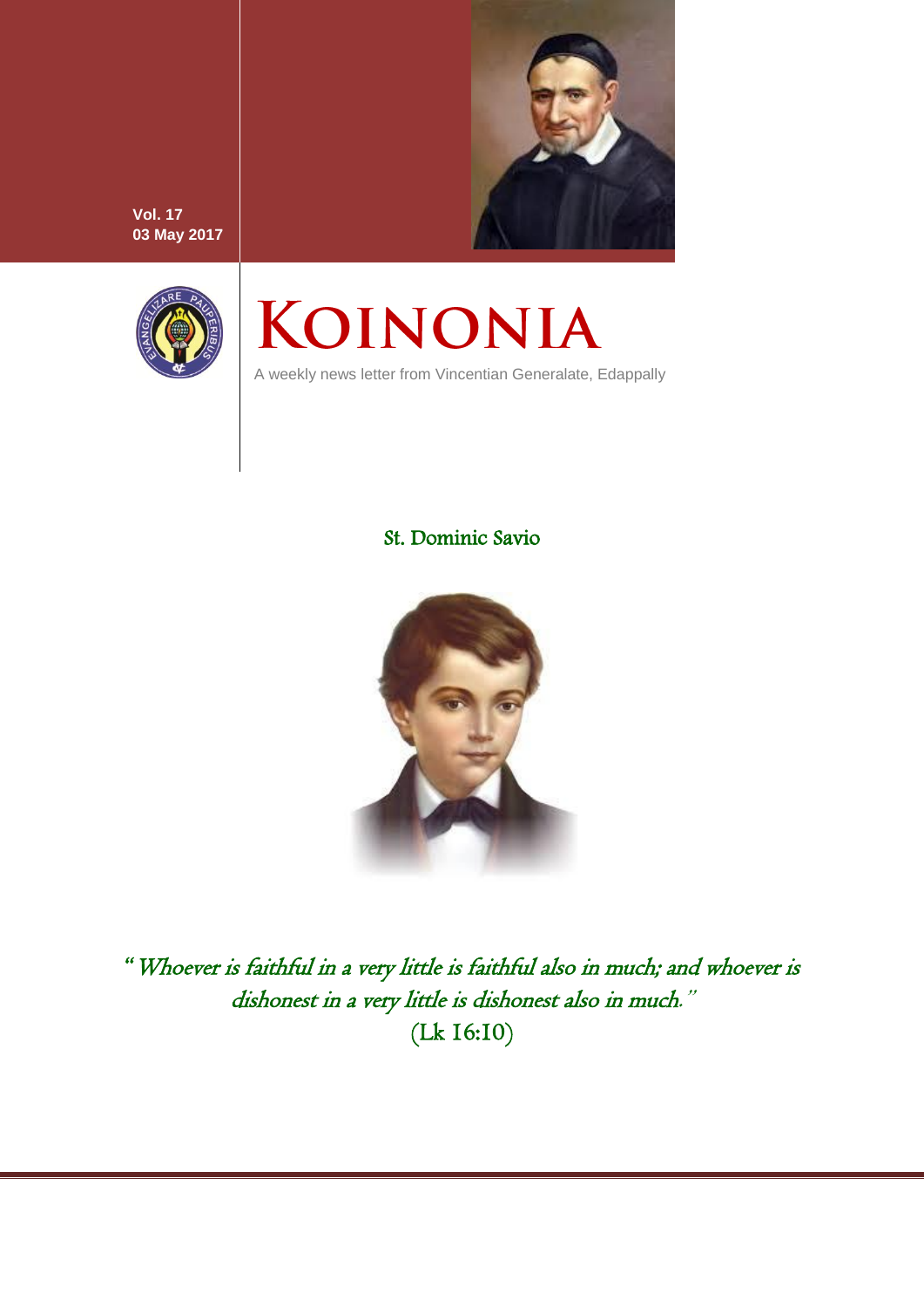Vol. 17
03 May 2017

# KOINONIA

A weekly news letter from Vincentian Generalate, Edappally

## St. Dominic Savio

*"Whoever is faithful in a very little is faithful also in much; and whoever is dishonest in a very little is dishonest also in much."*
(Lk 16:10)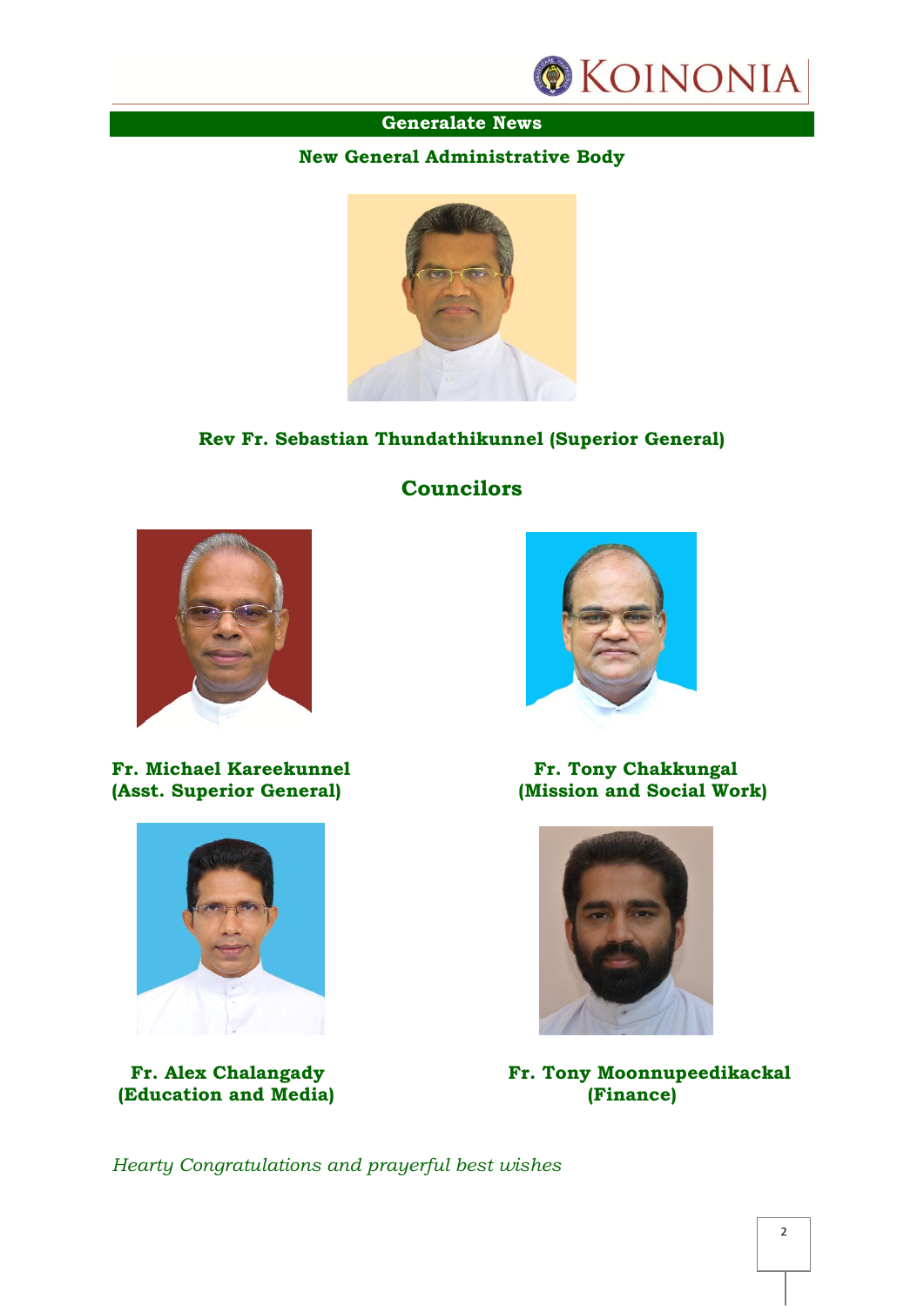## Generalate News

### New General Administrative Body

**Rev Fr. Sebastian Thundathikunnel (Superior General)**

## Councilors

**Fr. Michael Kareekunnel**
**(Asst. Superior General)**

**Fr. Tony Chakkungal**
**(Mission and Social Work)**

**Fr. Alex Chalangady**
**(Education and Media)**

**Fr. Tony Moonnupeedikackal**
**(Finance)**

*Hearty Congratulations and prayerful best wishes*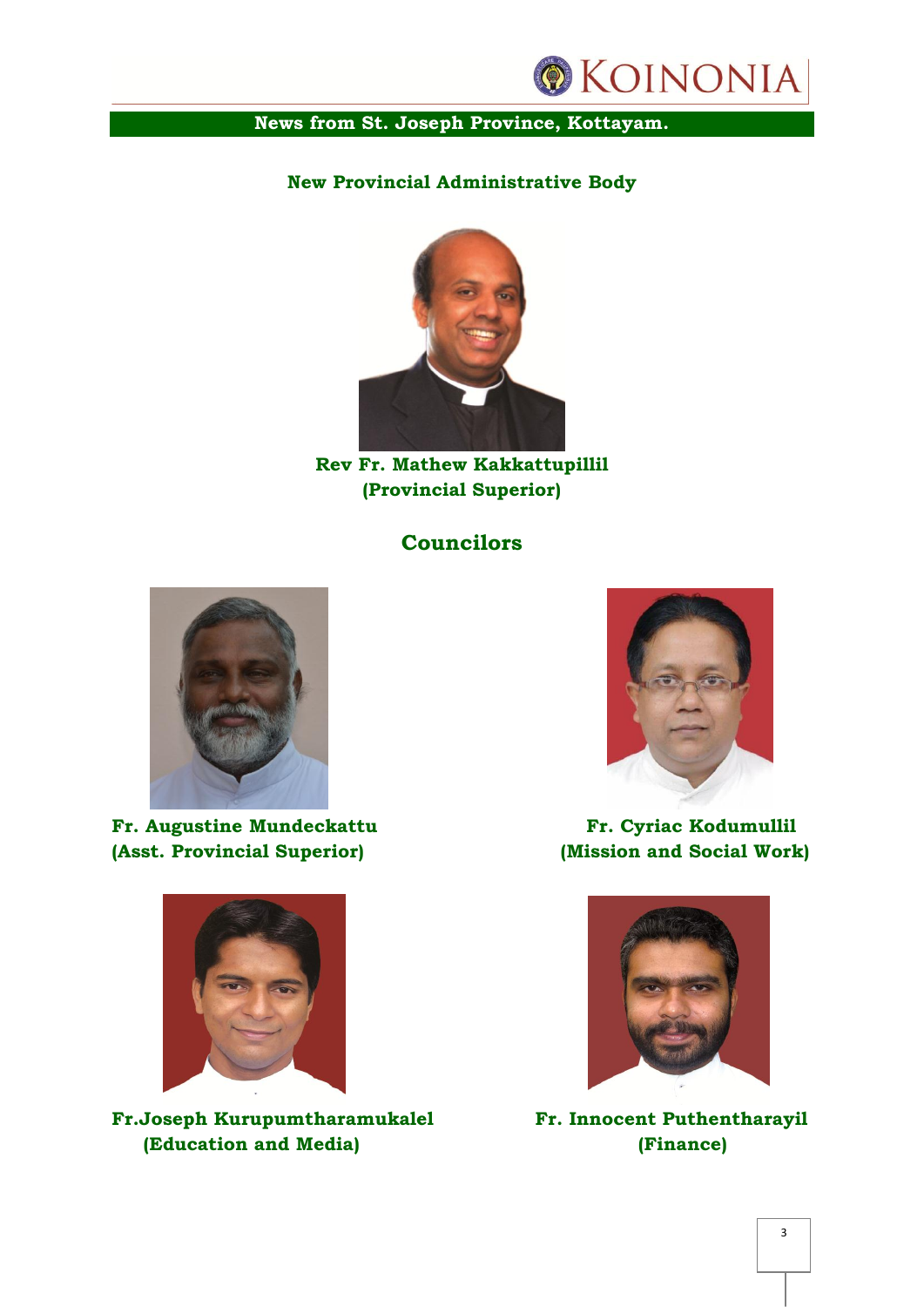## News from St. Joseph Province, Kottayam.

### New Provincial Administrative Body

**Rev Fr. Mathew Kakkattupillil**
**(Provincial Superior)**

### Councilors

**Fr. Augustine Mundeckattu**
**(Asst. Provincial Superior)**

**Fr. Cyriac Kodumullil**
**(Mission and Social Work)**

**Fr.Joseph Kurupumtharamukalel**
**(Education and Media)**

**Fr. Innocent Puthentharayil**
**(Finance)**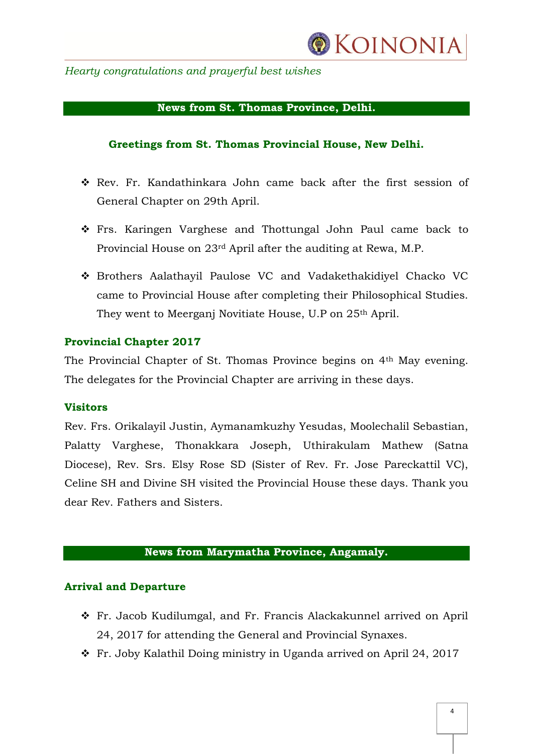*Hearty congratulations and prayerful best wishes*

## News from St. Thomas Province, Delhi.

### Greetings from St. Thomas Provincial House, New Delhi.

- Rev. Fr. Kandathinkara John came back after the first session of General Chapter on 29th April.
- Frs. Karingen Varghese and Thottungal John Paul came back to Provincial House on 23rd April after the auditing at Rewa, M.P.
- Brothers Aalathayil Paulose VC and Vadakethakidiyel Chacko VC came to Provincial House after completing their Philosophical Studies. They went to Meerganj Novitiate House, U.P on 25th April.

### Provincial Chapter 2017

The Provincial Chapter of St. Thomas Province begins on 4th May evening. The delegates for the Provincial Chapter are arriving in these days.

### Visitors

Rev. Frs. Orikalayil Justin, Aymanamkuzhy Yesudas, Moolechalil Sebastian, Palatty Varghese, Thonakkara Joseph, Uthirakulam Mathew (Satna Diocese), Rev. Srs. Elsy Rose SD (Sister of Rev. Fr. Jose Pareckattil VC), Celine SH and Divine SH visited the Provincial House these days. Thank you dear Rev. Fathers and Sisters.

## News from Marymatha Province, Angamaly.

### Arrival and Departure

- Fr. Jacob Kudilumgal, and Fr. Francis Alackakunnel arrived on April 24, 2017 for attending the General and Provincial Synaxes.
- Fr. Joby Kalathil Doing ministry in Uganda arrived on April 24, 2017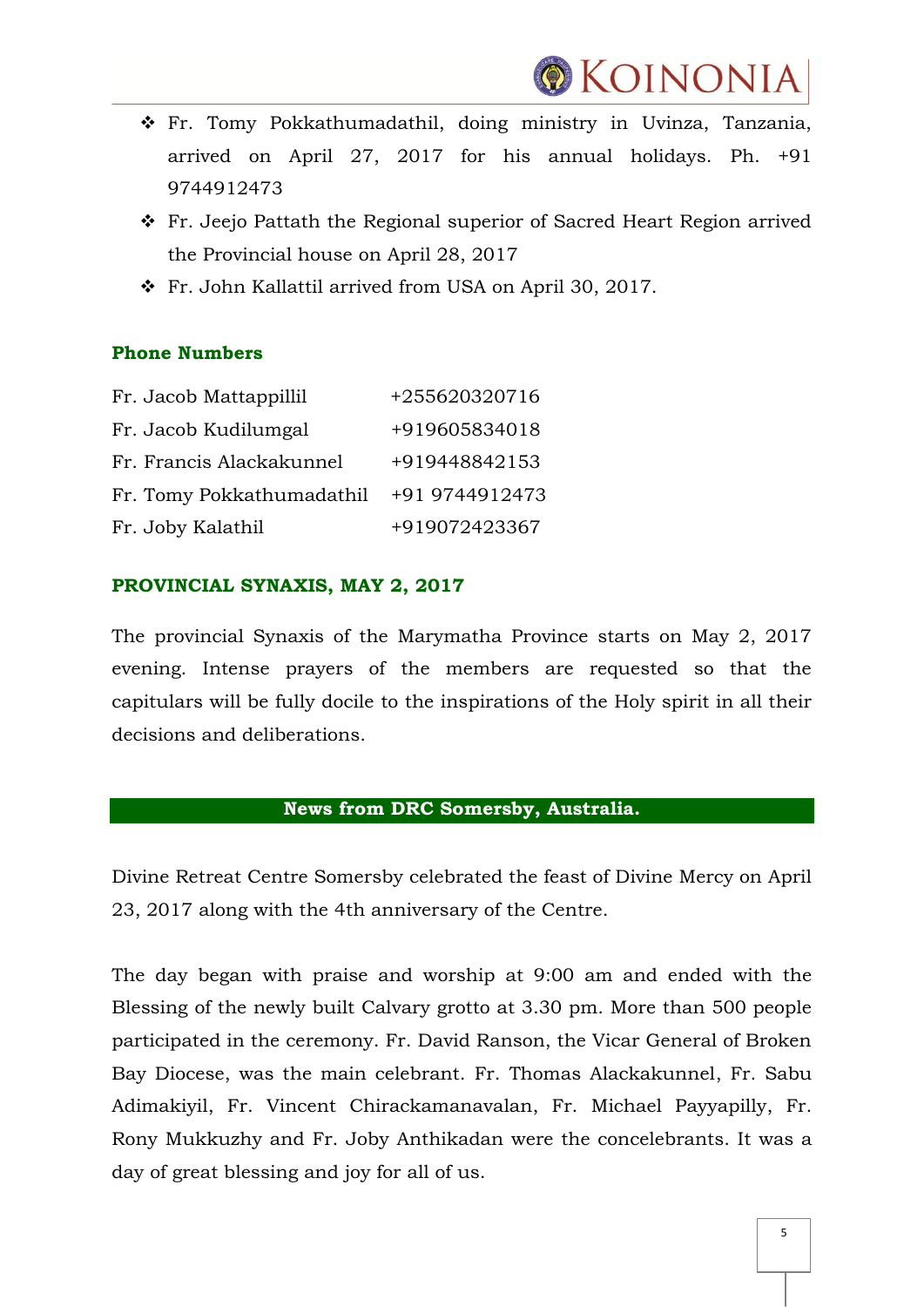- Fr. Tomy Pokkathumadathil, doing ministry in Uvinza, Tanzania, arrived on April 27, 2017 for his annual holidays. Ph. +91 9744912473
- Fr. Jeejo Pattath the Regional superior of Sacred Heart Region arrived the Provincial house on April 28, 2017
- Fr. John Kallattil arrived from USA on April 30, 2017.

## Phone Numbers

| | |
|---|---|
| Fr. Jacob Mattappillil | +255620320716 |
| Fr. Jacob Kudilumgal | +919605834018 |
| Fr. Francis Alackakunnel | +919448842153 |
| Fr. Tomy Pokkathumadathil | +91 9744912473 |
| Fr. Joby Kalathil | +919072423367 |

## PROVINCIAL SYNAXIS, MAY 2, 2017

The provincial Synaxis of the Marymatha Province starts on May 2, 2017 evening. Intense prayers of the members are requested so that the capitulars will be fully docile to the inspirations of the Holy spirit in all their decisions and deliberations.

## News from DRC Somersby, Australia.

Divine Retreat Centre Somersby celebrated the feast of Divine Mercy on April 23, 2017 along with the 4th anniversary of the Centre.

The day began with praise and worship at 9:00 am and ended with the Blessing of the newly built Calvary grotto at 3.30 pm. More than 500 people participated in the ceremony. Fr. David Ranson, the Vicar General of Broken Bay Diocese, was the main celebrant. Fr. Thomas Alackakunnel, Fr. Sabu Adimakiyil, Fr. Vincent Chirackamanavalan, Fr. Michael Payyapilly, Fr. Rony Mukkuzhy and Fr. Joby Anthikadan were the concelebrants. It was a day of great blessing and joy for all of us.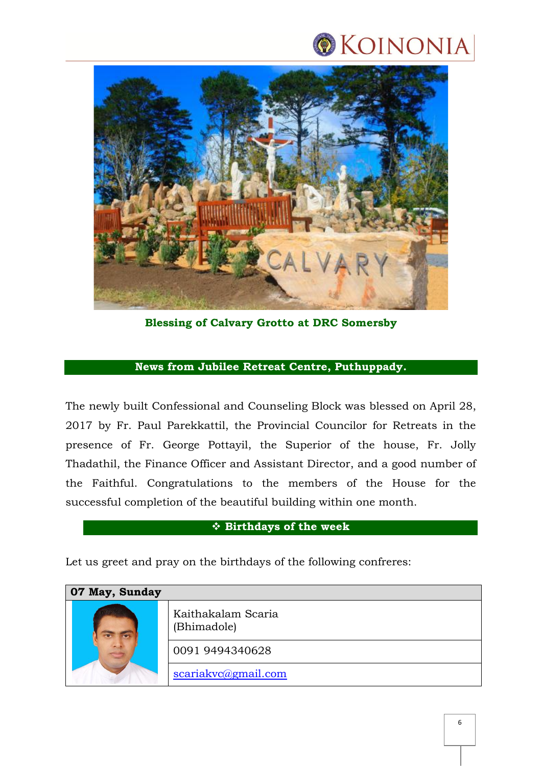**Blessing of Calvary Grotto at DRC Somersby**

## News from Jubilee Retreat Centre, Puthuppady.

The newly built Confessional and Counseling Block was blessed on April 28, 2017 by Fr. Paul Parekkattil, the Provincial Councilor for Retreats in the presence of Fr. George Pottayil, the Superior of the house, Fr. Jolly Thadathil, the Finance Officer and Assistant Director, and a good number of the Faithful. Congratulations to the members of the House for the successful completion of the beautiful building within one month.

## ❖ Birthdays of the week

Let us greet and pray on the birthdays of the following confreres:

| 07 May, Sunday | |
|---|---|
| | Kaithakalam Scaria (Bhimadole) |
| | 0091 9494340628 |
| | scariakvc@gmail.com |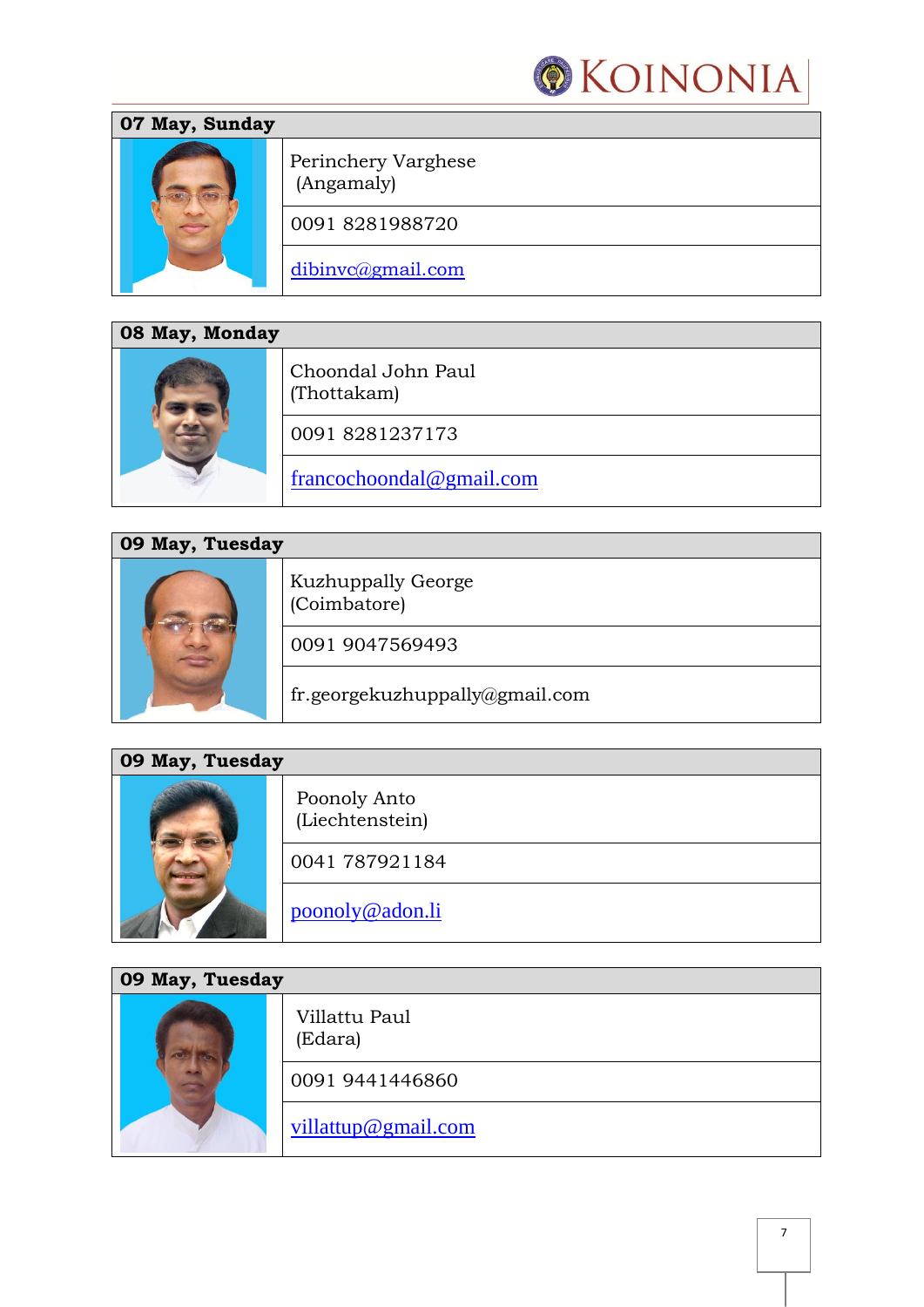## 07 May, Sunday

| | |
|---|---|
| | Perinchery Varghese (Angamaly) |
| | 0091 8281988720 |
| | dibinvc@gmail.com |

## 08 May, Monday

| | |
|---|---|
| | Choondal John Paul (Thottakam) |
| | 0091 8281237173 |
| | francochoondal@gmail.com |

## 09 May, Tuesday

| | |
|---|---|
| | Kuzhuppally George (Coimbatore) |
| | 0091 9047569493 |
| | fr.georgekuzhuppally@gmail.com |

## 09 May, Tuesday

| | |
|---|---|
| | Poonoly Anto (Liechtenstein) |
| | 0041 787921184 |
| | poonoly@adon.li |

## 09 May, Tuesday

| | |
|---|---|
| | Villattu Paul (Edara) |
| | 0091 9441446860 |
| | villattup@gmail.com |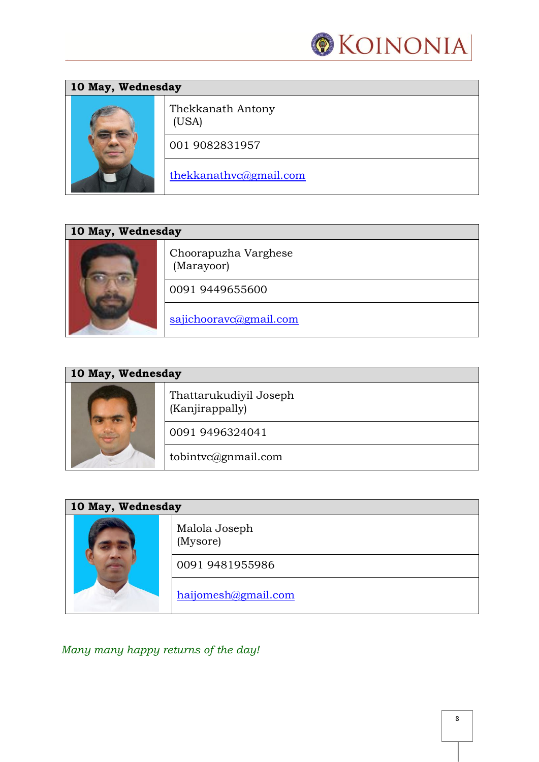| 10 May, Wednesday | |
|---|---|
| | Thekkanath Antony (USA) |
| | 001 9082831957 |
| | thekkanathvc@gmail.com |

| 10 May, Wednesday | |
|---|---|
| | Choorapuzha Varghese (Marayoor) |
| | 0091 9449655600 |
| | sajichooravc@gmail.com |

| 10 May, Wednesday | |
|---|---|
| | Thattarukudiyil Joseph (Kanjirappally) |
| | 0091 9496324041 |
| | tobintvc@gnmail.com |

| 10 May, Wednesday | |
|---|---|
| | Malola Joseph (Mysore) |
| | 0091 9481955986 |
| | haijomesh@gmail.com |

*Many many happy returns of the day!*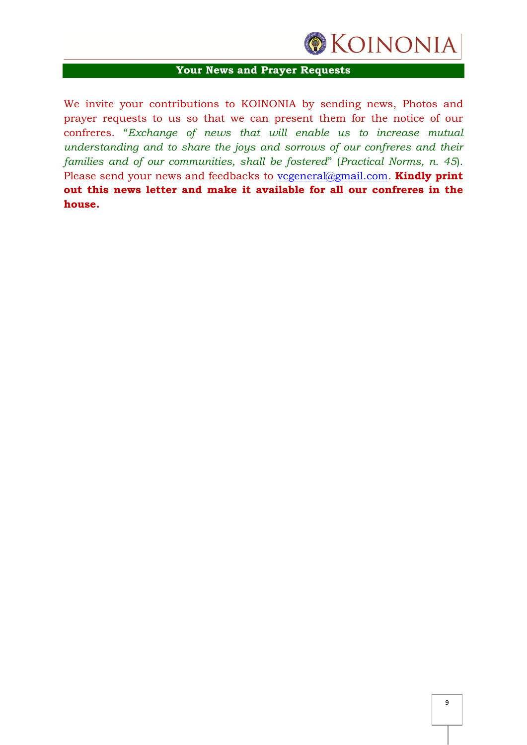## Your News and Prayer Requests

We invite your contributions to KOINONIA by sending news, Photos and prayer requests to us so that we can present them for the notice of our confreres. "*Exchange of news that will enable us to increase mutual understanding and to share the joys and sorrows of our confreres and their families and of our communities, shall be fostered*" (*Practical Norms, n. 45*). Please send your news and feedbacks to vcgeneral@gmail.com. **Kindly print out this news letter and make it available for all our confreres in the house.**